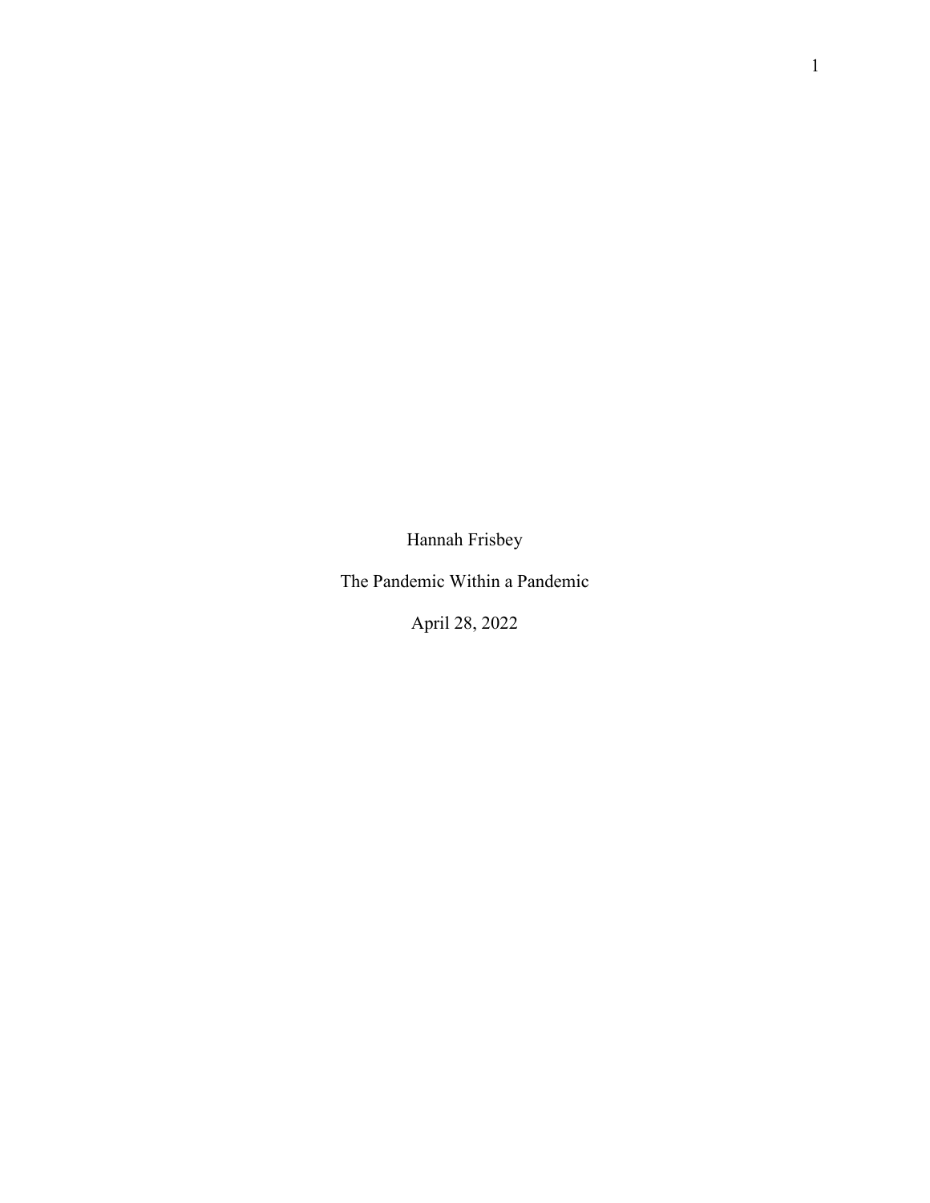Hannah Frisbey

The Pandemic Within a Pandemic

April 28, 2022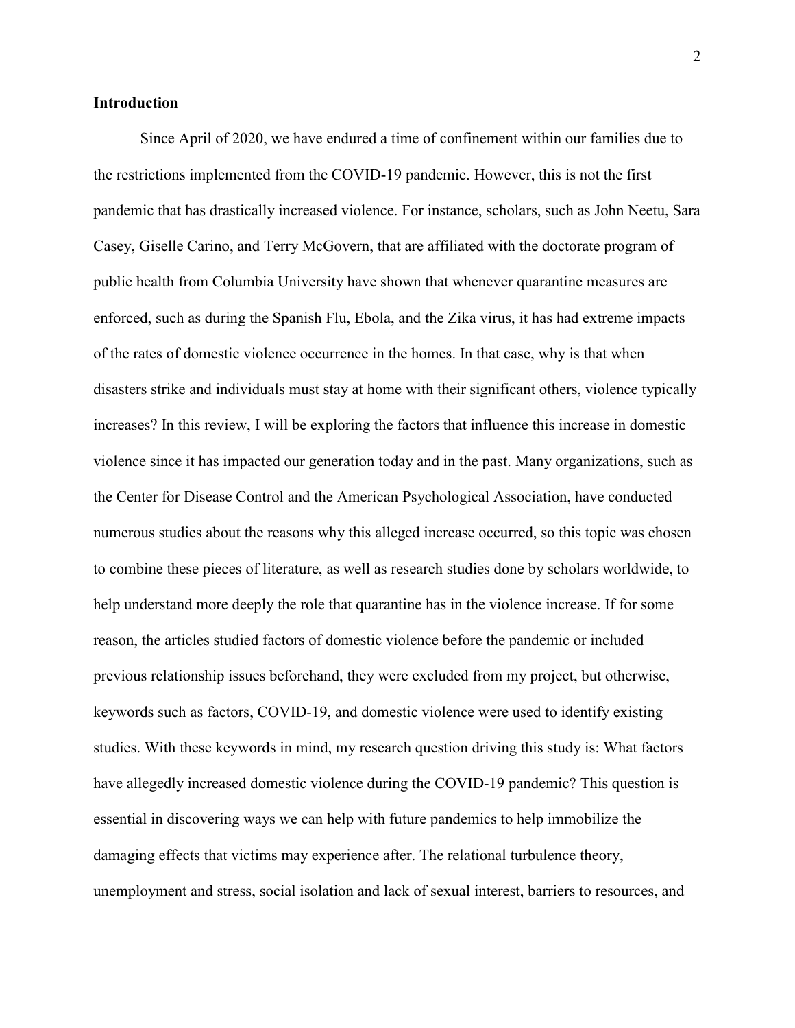**Introduction**

Since April of 2020, we have endured a time of confinement within our families due to the restrictions implemented from the COVID-19 pandemic. However, this is not the first pandemic that has drastically increased violence. For instance, scholars, such as John Neetu, Sara Casey, Giselle Carino, and Terry McGovern, that are affiliated with the doctorate program of public health from Columbia University have shown that whenever quarantine measures are enforced, such as during the Spanish Flu, Ebola, and the Zika virus, it has had extreme impacts of the rates of domestic violence occurrence in the homes. In that case, why is that when disasters strike and individuals must stay at home with their significant others, violence typically increases? In this review, I will be exploring the factors that influence this increase in domestic violence since it has impacted our generation today and in the past. Many organizations, such as the Center for Disease Control and the American Psychological Association, have conducted numerous studies about the reasons why this alleged increase occurred, so this topic was chosen to combine these pieces of literature, as well as research studies done by scholars worldwide, to help understand more deeply the role that quarantine has in the violence increase. If for some reason, the articles studied factors of domestic violence before the pandemic or included previous relationship issues beforehand, they were excluded from my project, but otherwise, keywords such as factors, COVID-19, and domestic violence were used to identify existing studies. With these keywords in mind, my research question driving this study is: What factors have allegedly increased domestic violence during the COVID-19 pandemic? This question is essential in discovering ways we can help with future pandemics to help immobilize the damaging effects that victims may experience after. The relational turbulence theory, unemployment and stress, social isolation and lack of sexual interest, barriers to resources, and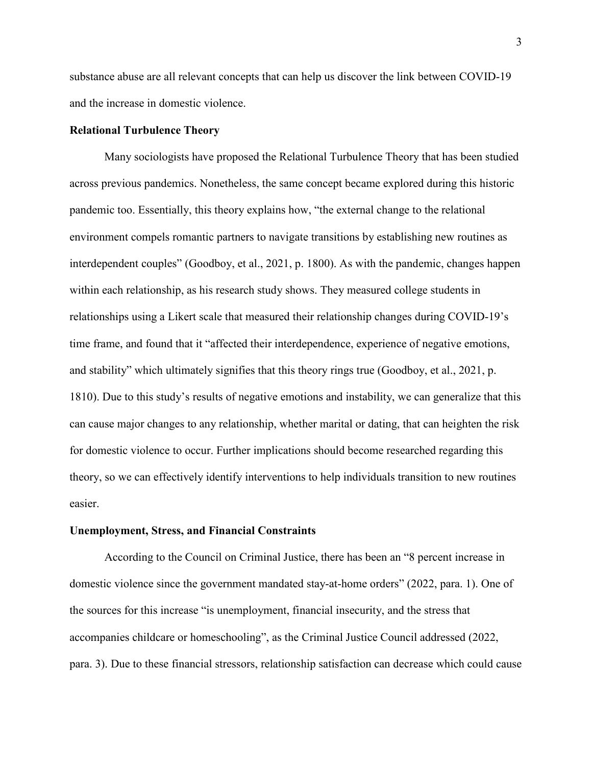substance abuse are all relevant concepts that can help us discover the link between COVID-19 and the increase in domestic violence.

**Relational Turbulence Theory**

Many sociologists have proposed the Relational Turbulence Theory that has been studied across previous pandemics. Nonetheless, the same concept became explored during this historic pandemic too. Essentially, this theory explains how, "the external change to the relational environment compels romantic partners to navigate transitions by establishing new routines as interdependent couples" (Goodboy, et al., 2021, p. 1800). As with the pandemic, changes happen within each relationship, as his research study shows. They measured college students in relationships using a Likert scale that measured their relationship changes during COVID-19's time frame, and found that it "affected their interdependence, experience of negative emotions, and stability" which ultimately signifies that this theory rings true (Goodboy, et al., 2021, p. 1810). Due to this study's results of negative emotions and instability, we can generalize that this can cause major changes to any relationship, whether marital or dating, that can heighten the risk for domestic violence to occur. Further implications should become researched regarding this theory, so we can effectively identify interventions to help individuals transition to new routines easier.

**Unemployment, Stress, and Financial Constraints**

According to the Council on Criminal Justice, there has been an "8 percent increase in domestic violence since the government mandated stay-at-home orders" (2022, para. 1). One of the sources for this increase "is unemployment, financial insecurity, and the stress that accompanies childcare or homeschooling", as the Criminal Justice Council addressed (2022, para. 3). Due to these financial stressors, relationship satisfaction can decrease which could cause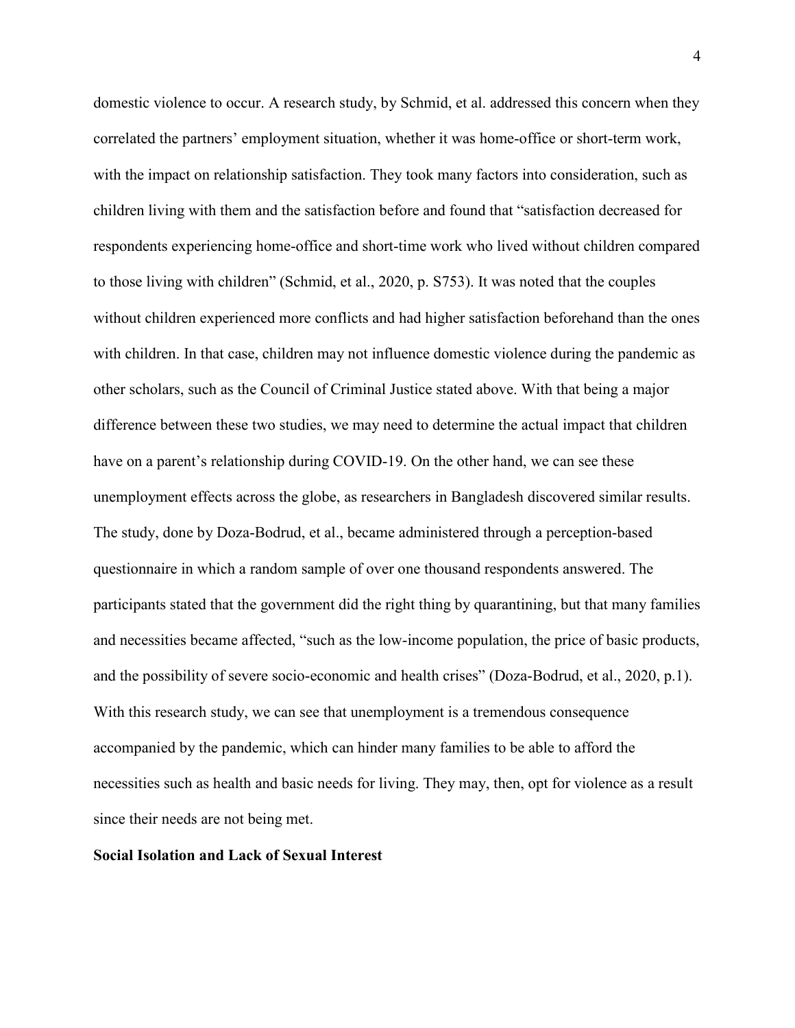domestic violence to occur. A research study, by Schmid, et al. addressed this concern when they correlated the partners' employment situation, whether it was home-office or short-term work, with the impact on relationship satisfaction. They took many factors into consideration, such as children living with them and the satisfaction before and found that "satisfaction decreased for respondents experiencing home-office and short-time work who lived without children compared to those living with children" (Schmid, et al., 2020, p. S753). It was noted that the couples without children experienced more conflicts and had higher satisfaction beforehand than the ones with children. In that case, children may not influence domestic violence during the pandemic as other scholars, such as the Council of Criminal Justice stated above. With that being a major difference between these two studies, we may need to determine the actual impact that children have on a parent's relationship during COVID-19. On the other hand, we can see these unemployment effects across the globe, as researchers in Bangladesh discovered similar results. The study, done by Doza-Bodrud, et al., became administered through a perception-based questionnaire in which a random sample of over one thousand respondents answered. The participants stated that the government did the right thing by quarantining, but that many families and necessities became affected, "such as the low-income population, the price of basic products, and the possibility of severe socio-economic and health crises" (Doza-Bodrud, et al., 2020, p.1). With this research study, we can see that unemployment is a tremendous consequence accompanied by the pandemic, which can hinder many families to be able to afford the necessities such as health and basic needs for living. They may, then, opt for violence as a result since their needs are not being met.

**Social Isolation and Lack of Sexual Interest**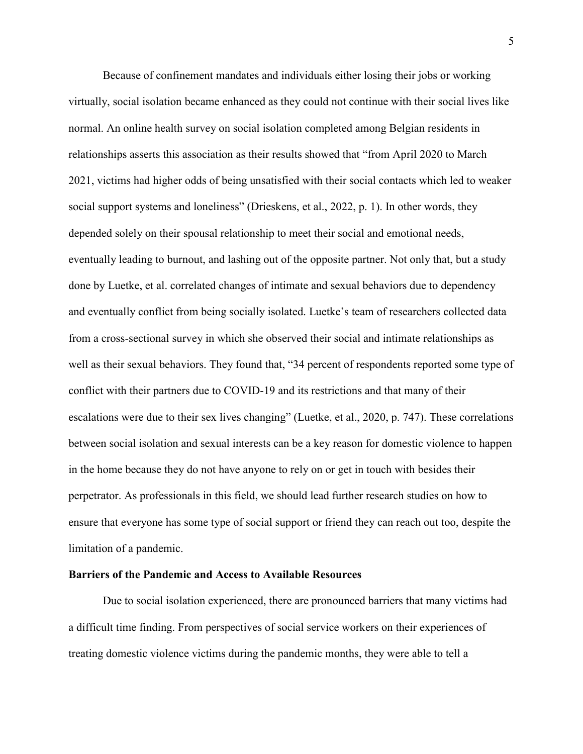Because of confinement mandates and individuals either losing their jobs or working virtually, social isolation became enhanced as they could not continue with their social lives like normal. An online health survey on social isolation completed among Belgian residents in relationships asserts this association as their results showed that "from April 2020 to March 2021, victims had higher odds of being unsatisfied with their social contacts which led to weaker social support systems and loneliness" (Drieskens, et al., 2022, p. 1). In other words, they depended solely on their spousal relationship to meet their social and emotional needs, eventually leading to burnout, and lashing out of the opposite partner. Not only that, but a study done by Luetke, et al. correlated changes of intimate and sexual behaviors due to dependency and eventually conflict from being socially isolated. Luetke's team of researchers collected data from a cross-sectional survey in which she observed their social and intimate relationships as well as their sexual behaviors. They found that, "34 percent of respondents reported some type of conflict with their partners due to COVID-19 and its restrictions and that many of their escalations were due to their sex lives changing" (Luetke, et al., 2020, p. 747). These correlations between social isolation and sexual interests can be a key reason for domestic violence to happen in the home because they do not have anyone to rely on or get in touch with besides their perpetrator. As professionals in this field, we should lead further research studies on how to ensure that everyone has some type of social support or friend they can reach out too, despite the limitation of a pandemic.

**Barriers of the Pandemic and Access to Available Resources**

Due to social isolation experienced, there are pronounced barriers that many victims had a difficult time finding. From perspectives of social service workers on their experiences of treating domestic violence victims during the pandemic months, they were able to tell a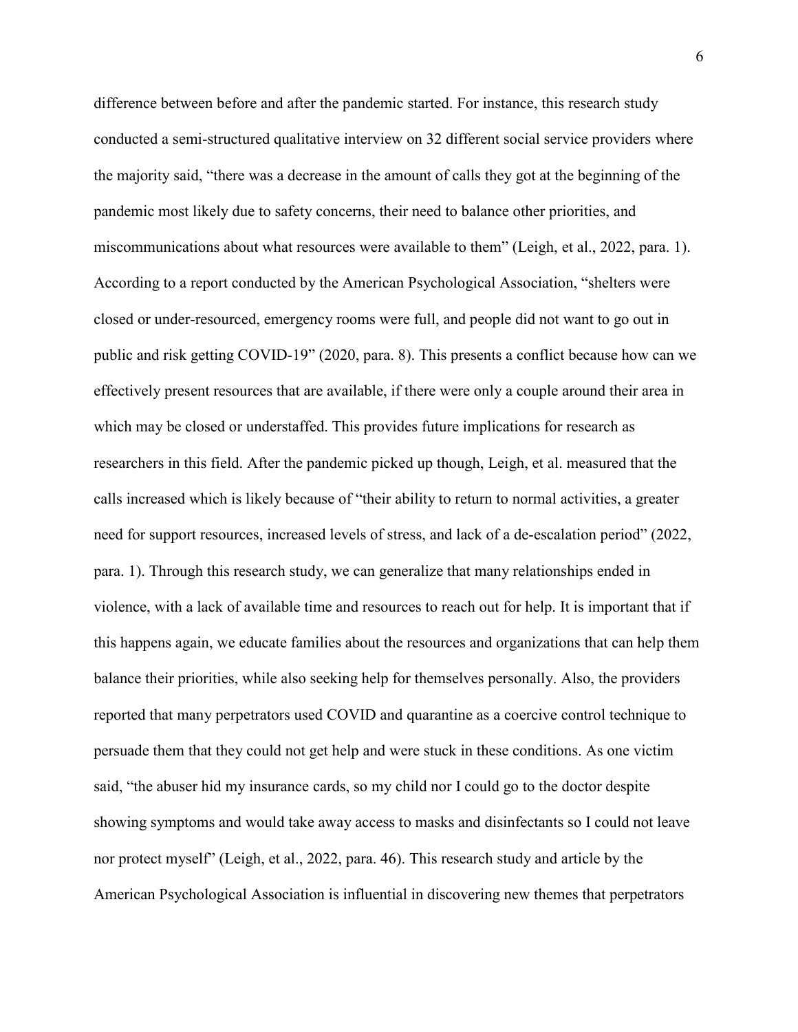difference between before and after the pandemic started. For instance, this research study conducted a semi-structured qualitative interview on 32 different social service providers where the majority said, "there was a decrease in the amount of calls they got at the beginning of the pandemic most likely due to safety concerns, their need to balance other priorities, and miscommunications about what resources were available to them" (Leigh, et al., 2022, para. 1). According to a report conducted by the American Psychological Association, "shelters were closed or under-resourced, emergency rooms were full, and people did not want to go out in public and risk getting COVID-19" (2020, para. 8). This presents a conflict because how can we effectively present resources that are available, if there were only a couple around their area in which may be closed or understaffed. This provides future implications for research as researchers in this field. After the pandemic picked up though, Leigh, et al. measured that the calls increased which is likely because of "their ability to return to normal activities, a greater need for support resources, increased levels of stress, and lack of a de-escalation period" (2022, para. 1). Through this research study, we can generalize that many relationships ended in violence, with a lack of available time and resources to reach out for help. It is important that if this happens again, we educate families about the resources and organizations that can help them balance their priorities, while also seeking help for themselves personally. Also, the providers reported that many perpetrators used COVID and quarantine as a coercive control technique to persuade them that they could not get help and were stuck in these conditions. As one victim said, "the abuser hid my insurance cards, so my child nor I could go to the doctor despite showing symptoms and would take away access to masks and disinfectants so I could not leave nor protect myself" (Leigh, et al., 2022, para. 46). This research study and article by the American Psychological Association is influential in discovering new themes that perpetrators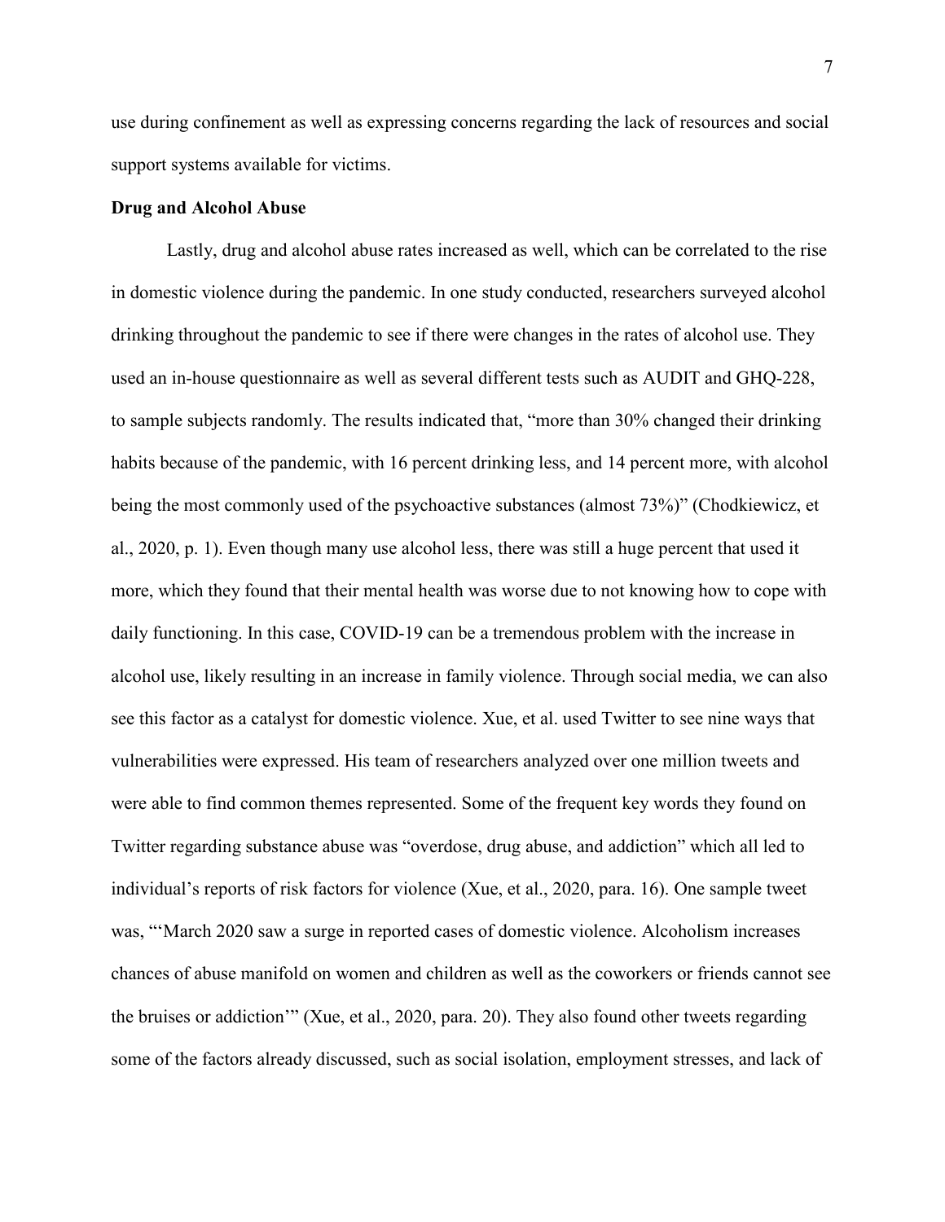use during confinement as well as expressing concerns regarding the lack of resources and social support systems available for victims.

**Drug and Alcohol Abuse**

Lastly, drug and alcohol abuse rates increased as well, which can be correlated to the rise in domestic violence during the pandemic. In one study conducted, researchers surveyed alcohol drinking throughout the pandemic to see if there were changes in the rates of alcohol use. They used an in-house questionnaire as well as several different tests such as AUDIT and GHQ-228, to sample subjects randomly. The results indicated that, "more than 30% changed their drinking habits because of the pandemic, with 16 percent drinking less, and 14 percent more, with alcohol being the most commonly used of the psychoactive substances (almost 73%)" (Chodkiewicz, et al., 2020, p. 1). Even though many use alcohol less, there was still a huge percent that used it more, which they found that their mental health was worse due to not knowing how to cope with daily functioning. In this case, COVID-19 can be a tremendous problem with the increase in alcohol use, likely resulting in an increase in family violence. Through social media, we can also see this factor as a catalyst for domestic violence. Xue, et al. used Twitter to see nine ways that vulnerabilities were expressed. His team of researchers analyzed over one million tweets and were able to find common themes represented. Some of the frequent key words they found on Twitter regarding substance abuse was "overdose, drug abuse, and addiction" which all led to individual's reports of risk factors for violence (Xue, et al., 2020, para. 16). One sample tweet was, "'March 2020 saw a surge in reported cases of domestic violence. Alcoholism increases chances of abuse manifold on women and children as well as the coworkers or friends cannot see the bruises or addiction'" (Xue, et al., 2020, para. 20). They also found other tweets regarding some of the factors already discussed, such as social isolation, employment stresses, and lack of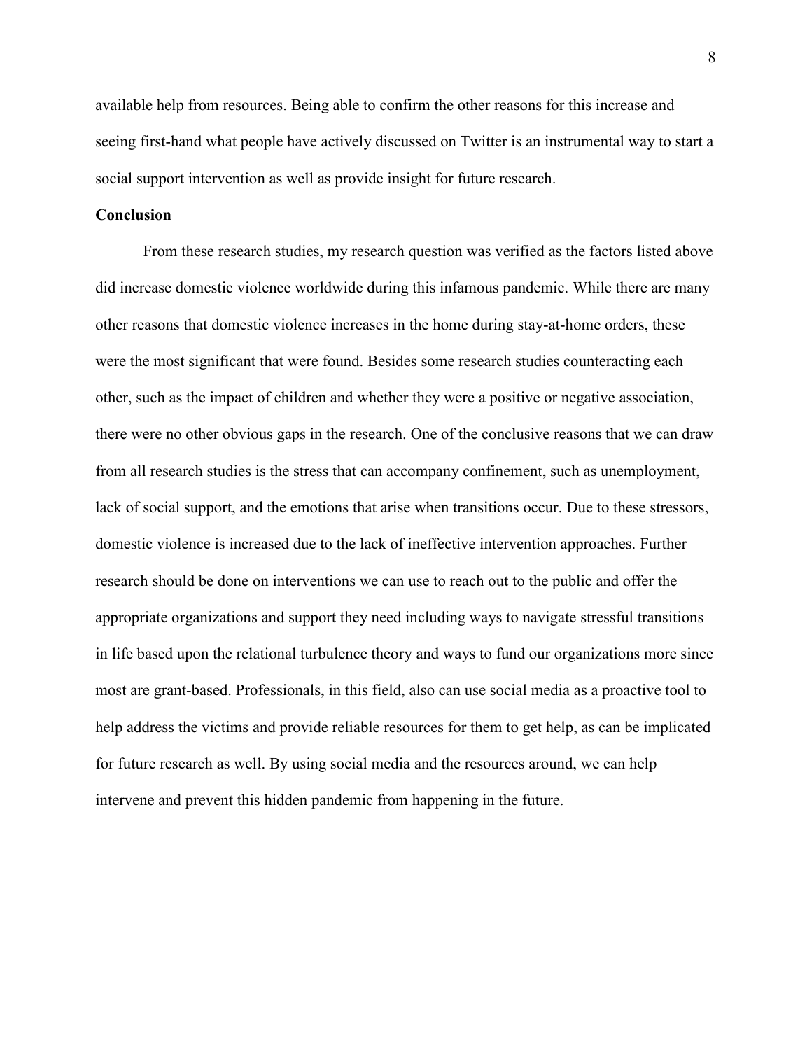available help from resources. Being able to confirm the other reasons for this increase and seeing first-hand what people have actively discussed on Twitter is an instrumental way to start a social support intervention as well as provide insight for future research.

**Conclusion**

From these research studies, my research question was verified as the factors listed above did increase domestic violence worldwide during this infamous pandemic. While there are many other reasons that domestic violence increases in the home during stay-at-home orders, these were the most significant that were found. Besides some research studies counteracting each other, such as the impact of children and whether they were a positive or negative association, there were no other obvious gaps in the research. One of the conclusive reasons that we can draw from all research studies is the stress that can accompany confinement, such as unemployment, lack of social support, and the emotions that arise when transitions occur. Due to these stressors, domestic violence is increased due to the lack of ineffective intervention approaches. Further research should be done on interventions we can use to reach out to the public and offer the appropriate organizations and support they need including ways to navigate stressful transitions in life based upon the relational turbulence theory and ways to fund our organizations more since most are grant-based. Professionals, in this field, also can use social media as a proactive tool to help address the victims and provide reliable resources for them to get help, as can be implicated for future research as well. By using social media and the resources around, we can help intervene and prevent this hidden pandemic from happening in the future.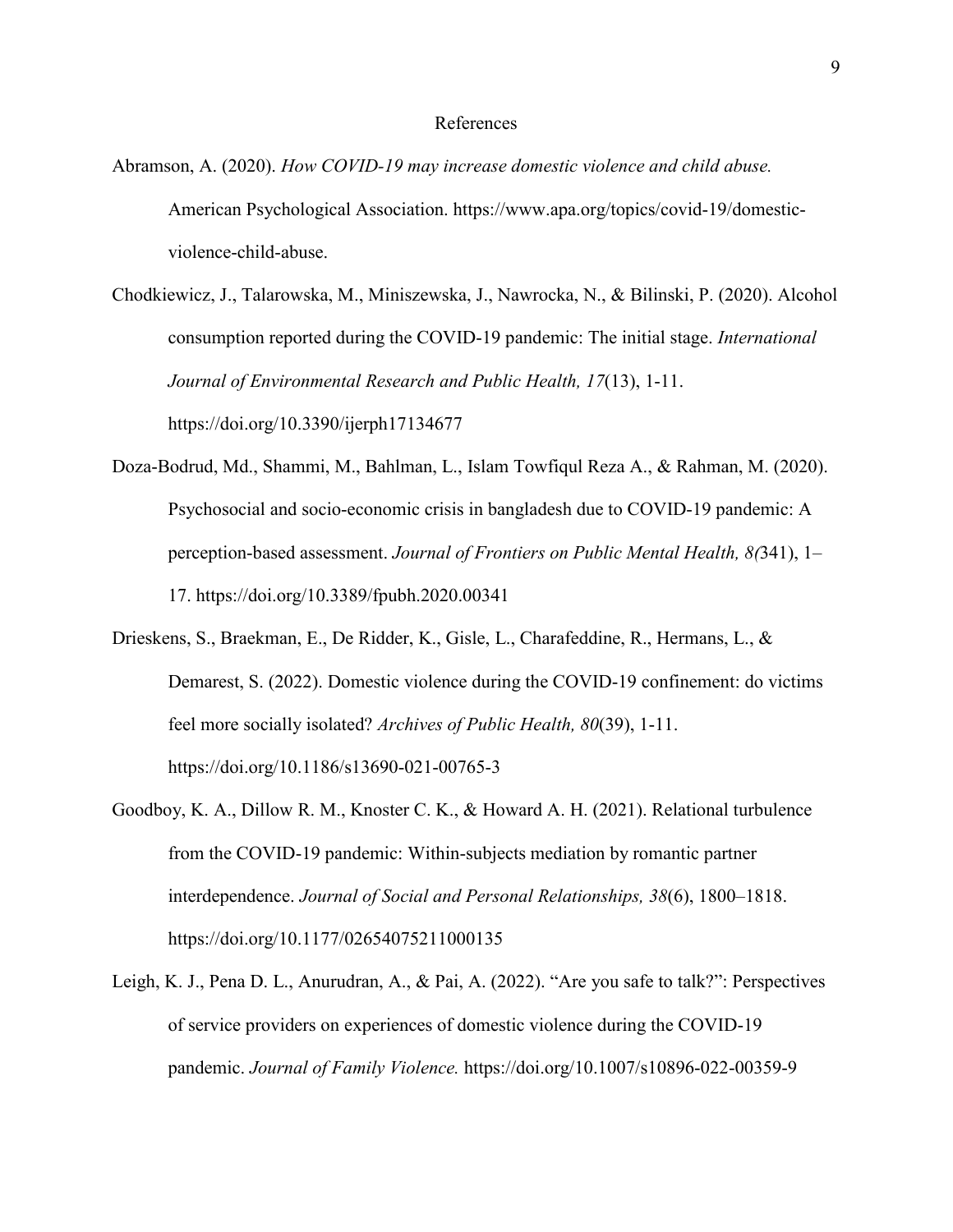# References

Abramson, A. (2020). *How COVID-19 may increase domestic violence and child abuse.* American Psychological Association. https://www.apa.org/topics/covid-19/domestic-violence-child-abuse.

Chodkiewicz, J., Talarowska, M., Miniszewska, J., Nawrocka, N., & Bilinski, P. (2020). Alcohol consumption reported during the COVID-19 pandemic: The initial stage. *International Journal of Environmental Research and Public Health, 17*(13), 1-11. https://doi.org/10.3390/ijerph17134677

Doza-Bodrud, Md., Shammi, M., Bahlman, L., Islam Towfiqul Reza A., & Rahman, M. (2020). Psychosocial and socio-economic crisis in bangladesh due to COVID-19 pandemic: A perception-based assessment. *Journal of Frontiers on Public Mental Health, 8(*341), 1–17. https://doi.org/10.3389/fpubh.2020.00341

Drieskens, S., Braekman, E., De Ridder, K., Gisle, L., Charafeddine, R., Hermans, L., & Demarest, S. (2022). Domestic violence during the COVID-19 confinement: do victims feel more socially isolated? *Archives of Public Health, 80*(39), 1-11. https://doi.org/10.1186/s13690-021-00765-3

Goodboy, K. A., Dillow R. M., Knoster C. K., & Howard A. H. (2021). Relational turbulence from the COVID-19 pandemic: Within-subjects mediation by romantic partner interdependence. *Journal of Social and Personal Relationships, 38*(6), 1800–1818. https://doi.org/10.1177/02654075211000135

Leigh, K. J., Pena D. L., Anurudran, A., & Pai, A. (2022). "Are you safe to talk?": Perspectives of service providers on experiences of domestic violence during the COVID-19 pandemic. *Journal of Family Violence.* https://doi.org/10.1007/s10896-022-00359-9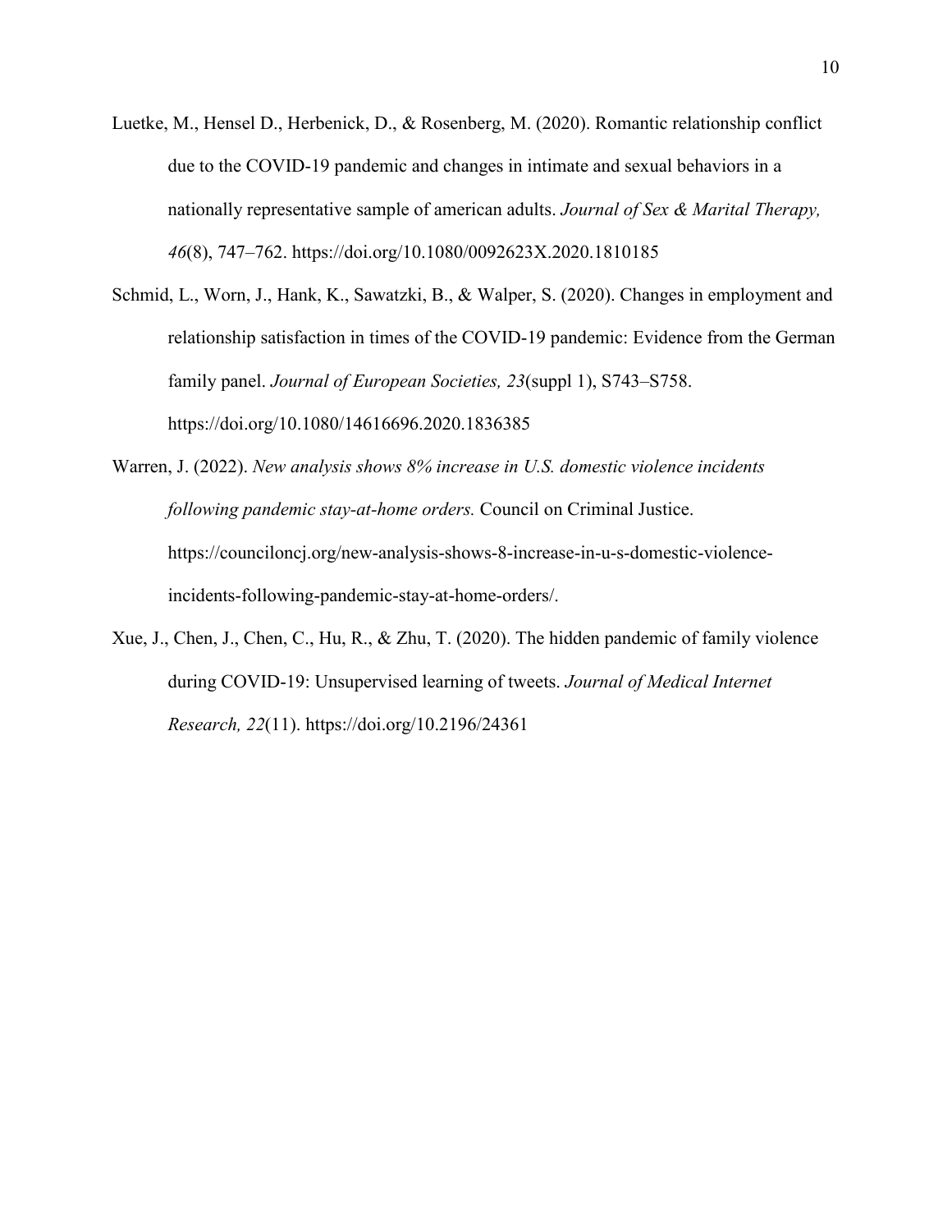Luetke, M., Hensel D., Herbenick, D., & Rosenberg, M. (2020). Romantic relationship conflict due to the COVID-19 pandemic and changes in intimate and sexual behaviors in a nationally representative sample of american adults. *Journal of Sex & Marital Therapy, 46*(8), 747–762. https://doi.org/10.1080/0092623X.2020.1810185

Schmid, L., Worn, J., Hank, K., Sawatzki, B., & Walper, S. (2020). Changes in employment and relationship satisfaction in times of the COVID-19 pandemic: Evidence from the German family panel. *Journal of European Societies, 23*(suppl 1), S743–S758. https://doi.org/10.1080/14616696.2020.1836385

Warren, J. (2022). *New analysis shows 8% increase in U.S. domestic violence incidents following pandemic stay-at-home orders.* Council on Criminal Justice. https://counciloncj.org/new-analysis-shows-8-increase-in-u-s-domestic-violence-incidents-following-pandemic-stay-at-home-orders/.

Xue, J., Chen, J., Chen, C., Hu, R., & Zhu, T. (2020). The hidden pandemic of family violence during COVID-19: Unsupervised learning of tweets. *Journal of Medical Internet Research, 22*(11). https://doi.org/10.2196/24361